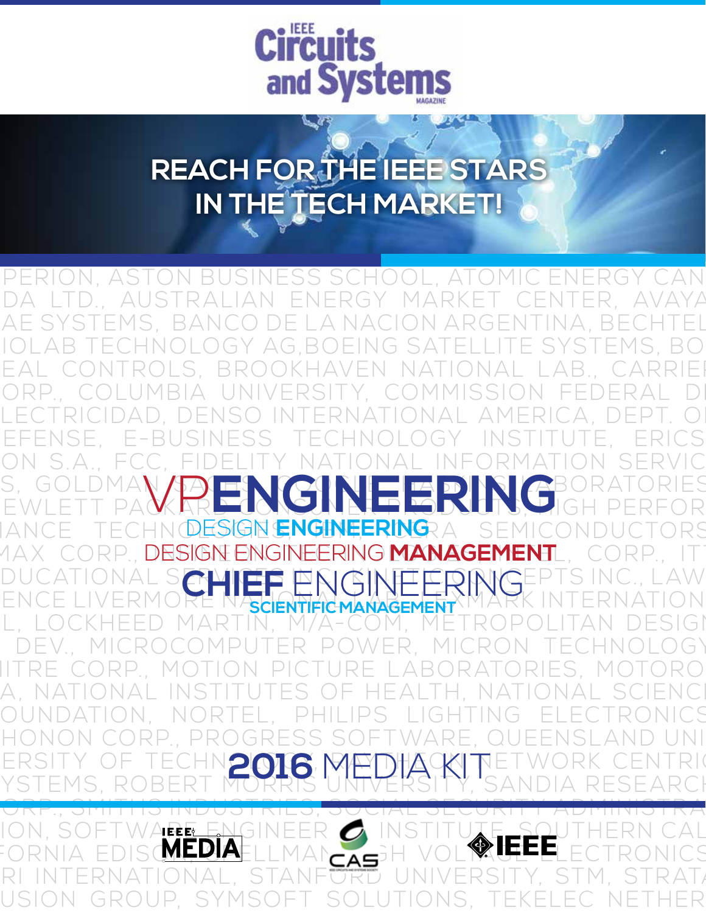# IEEE Circuits and Systems Magazine

## REACH FOR THE IEEE STARS IN THE TECH MARKET!

PERION, ASTON BUSINESS SCHOOL, ATOMIC ENERGY CANADA LTD., AUSTRALIAN ENERGY MARKET CENTER, AVAYA, BAE SYSTEMS, BANCO DE LA NACION ARGENTINA, BECHTEL, BIOLAB TECHNOLOGY AG, BOEING SATELLITE SYSTEMS, BOREAL CONTROLS, BROOKHAVEN NATIONAL LAB., CARRIER CORP., COLUMBIA UNIVERSITY, COMMISSION FEDERAL DE ELECTRICIDAD, DENSO INTERNATIONAL AMERICA, DEPT. OF DEFENSE, E-BUSINESS TECHNOLOGY INSTITUTE, ERICSSON S.A., FCC, FIDELITY NATIONAL INFORMATION SERVICES, GOLDMAN SACHS, ... LABORATORIES, HEWLETT PACKARD, ... HIGH PERFORMANCE TECHNOLOGIES, ... SEMICONDUCTORS, MAX CORP., ... CORP., ITT EDUCATIONAL SERVICES INC., KINETIC CONCEPTS INC., LAWRENCE LIVERMORE NATIONAL ... INTERNATIONAL, LOCKHEED MARTIN, M/A-COM, METROPOLITAN DESIGN DEV., MICROCOMPUTER POWER, MICRON TECHNOLOGY, MITRE CORP., MOTION PICTURE LABORATORIES, MOTOROLA, NATIONAL INSTITUTES OF HEALTH, NATIONAL SCIENCE FOUNDATION, NORTEL, PHILIPS LIGHTING ELECTRONICS, PHONON CORP., PROGRESS SOFTWARE, QUEENSLAND UNIVERSITY OF TECHNOLOGY, ... NETWORK CENTRIC SYSTEMS, ROBERT MORRIS UNIVERSITY, SANDIA RESEARCH CORP., SMITHS INDUSTRIES, SOCIAL SECURITY ADMINISTRATION, SOFTWARE ENGINEERING INSTITUTE, SOUTHERN CALIFORNIA EDISON, ... ELECTRONICS, SRI INTERNATIONAL, STANFORD UNIVERSITY, STM, STRATA FUSION GROUP, SYMSOFT SOLUTIONS, TEKELEC NETHER...

**VP ENGINEERING**

**DESIGN ENGINEERING**

**DESIGN ENGINEERING MANAGEMENT**

**CHIEF ENGINEERING**

**SCIENTIFIC MANAGEMENT**

# 2016 MEDIA KIT

IEEE MEDIA | CAS | IEEE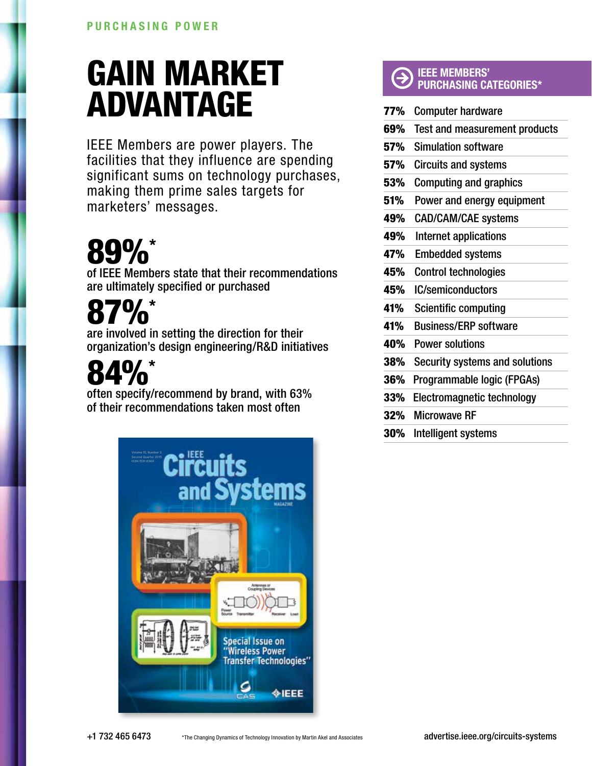PURCHASING POWER

# GAIN MARKET ADVANTAGE

IEEE Members are power players. The facilities that they influence are spending significant sums on technology purchases, making them prime sales targets for marketers' messages.

**89%***
of IEEE Members state that their recommendations are ultimately specified or purchased

**87%***
are involved in setting the direction for their organization's design engineering/R&D initiatives

**84%***
often specify/recommend by brand, with 63% of their recommendations taken most often

## IEEE MEMBERS' PURCHASING CATEGORIES*

| | |
|---|---|
| **77%** | Computer hardware |
| **69%** | Test and measurement products |
| **57%** | Simulation software |
| **57%** | Circuits and systems |
| **53%** | Computing and graphics |
| **51%** | Power and energy equipment |
| **49%** | CAD/CAM/CAE systems |
| **49%** | Internet applications |
| **47%** | Embedded systems |
| **45%** | Control technologies |
| **45%** | IC/semiconductors |
| **41%** | Scientific computing |
| **41%** | Business/ERP software |
| **40%** | Power solutions |
| **38%** | Security systems and solutions |
| **36%** | Programmable logic (FPGAs) |
| **33%** | Electromagnetic technology |
| **32%** | Microwave RF |
| **30%** | Intelligent systems |

+1 732 465 6473

*The Changing Dynamics of Technology Innovation by Martin Akel and Associates

advertise.ieee.org/circuits-systems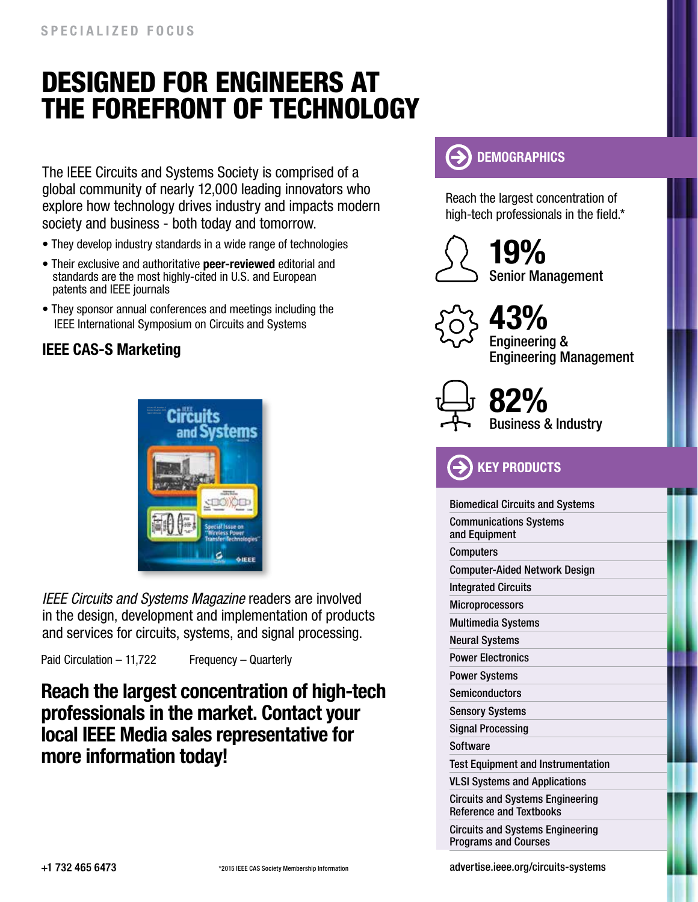SPECIALIZED FOCUS

# DESIGNED FOR ENGINEERS AT THE FOREFRONT OF TECHNOLOGY

The IEEE Circuits and Systems Society is comprised of a global community of nearly 12,000 leading innovators who explore how technology drives industry and impacts modern society and business - both today and tomorrow.

- They develop industry standards in a wide range of technologies
- Their exclusive and authoritative **peer-reviewed** editorial and standards are the most highly-cited in U.S. and European patents and IEEE journals
- They sponsor annual conferences and meetings including the IEEE International Symposium on Circuits and Systems

## IEEE CAS-S Marketing

*IEEE Circuits and Systems Magazine* readers are involved in the design, development and implementation of products and services for circuits, systems, and signal processing.

Paid Circulation – 11,722     Frequency – Quarterly

**Reach the largest concentration of high-tech professionals in the market. Contact your local IEEE Media sales representative for more information today!**

## DEMOGRAPHICS

Reach the largest concentration of high-tech professionals in the field.*

**19%** Senior Management

**43%** Engineering & Engineering Management

**82%** Business & Industry

## KEY PRODUCTS

- Biomedical Circuits and Systems
- Communications Systems and Equipment
- Computers
- Computer-Aided Network Design
- Integrated Circuits
- Microprocessors
- Multimedia Systems
- Neural Systems
- Power Electronics
- Power Systems
- Semiconductors
- Sensory Systems
- Signal Processing
- Software
- Test Equipment and Instrumentation
- VLSI Systems and Applications
- Circuits and Systems Engineering Reference and Textbooks
- Circuits and Systems Engineering Programs and Courses

+1 732 465 6473

*2015 IEEE CAS Society Membership Information

advertise.ieee.org/circuits-systems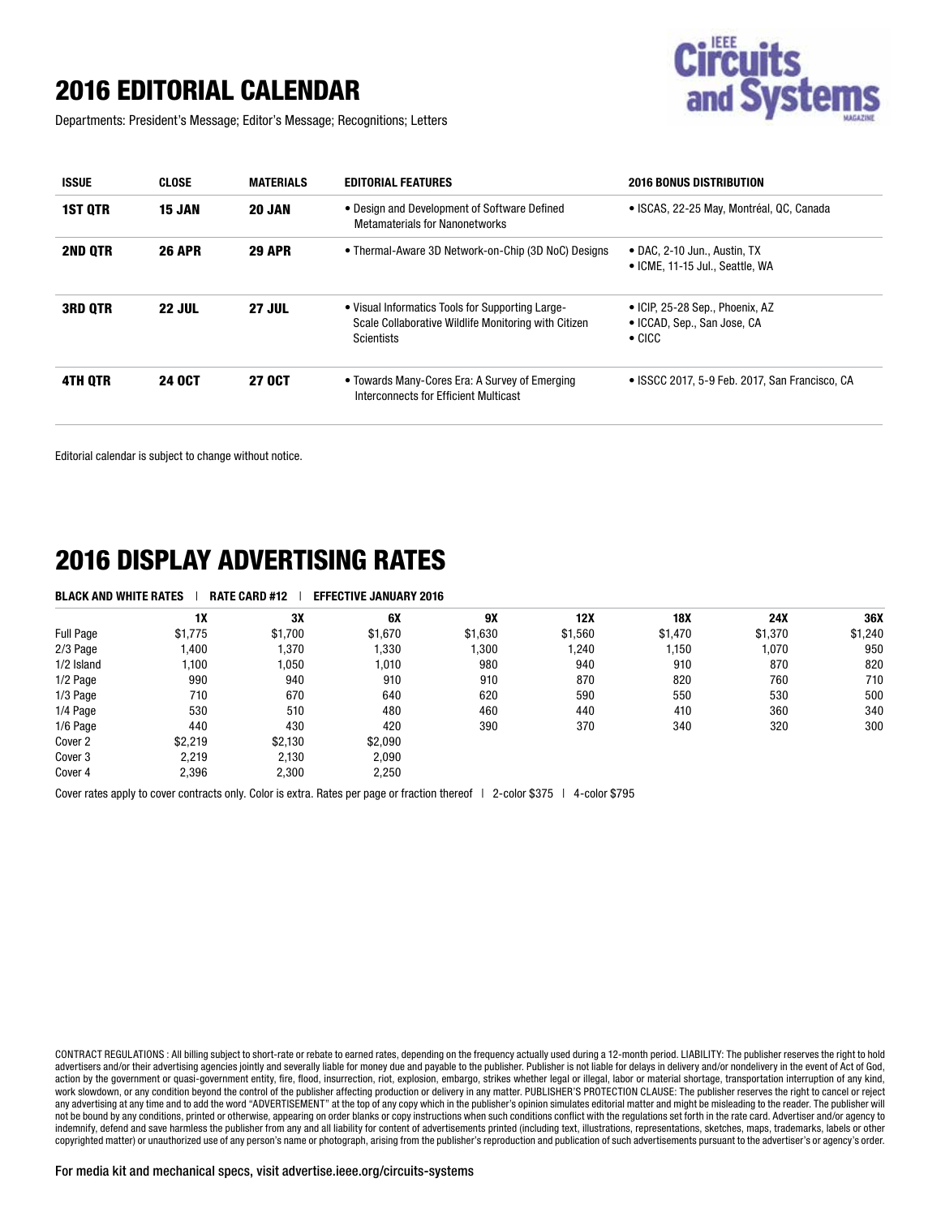# 2016 EDITORIAL CALENDAR

Departments: President's Message; Editor's Message; Recognitions; Letters

| ISSUE | CLOSE | MATERIALS | EDITORIAL FEATURES | 2016 BONUS DISTRIBUTION |
|---|---|---|---|---|
| **1ST QTR** | **15 JAN** | **20 JAN** | • Design and Development of Software Defined Metamaterials for Nanonetworks | • ISCAS, 22-25 May, Montréal, QC, Canada |
| **2ND QTR** | **26 APR** | **29 APR** | • Thermal-Aware 3D Network-on-Chip (3D NoC) Designs | • DAC, 2-10 Jun., Austin, TX<br>• ICME, 11-15 Jul., Seattle, WA |
| **3RD QTR** | **22 JUL** | **27 JUL** | • Visual Informatics Tools for Supporting Large-Scale Collaborative Wildlife Monitoring with Citizen Scientists | • ICIP, 25-28 Sep., Phoenix, AZ<br>• ICCAD, Sep., San Jose, CA<br>• CICC |
| **4TH QTR** | **24 OCT** | **27 OCT** | • Towards Many-Cores Era: A Survey of Emerging Interconnects for Efficient Multicast | • ISSCC 2017, 5-9 Feb. 2017, San Francisco, CA |

Editorial calendar is subject to change without notice.

# 2016 DISPLAY ADVERTISING RATES

**BLACK AND WHITE RATES | RATE CARD #12 | EFFECTIVE JANUARY 2016**

| | 1X | 3X | 6X | 9X | 12X | 18X | 24X | 36X |
|---|---|---|---|---|---|---|---|---|
| Full Page | $1,775 | $1,700 | $1,670 | $1,630 | $1,560 | $1,470 | $1,370 | $1,240 |
| 2/3 Page | 1,400 | 1,370 | 1,330 | 1,300 | 1,240 | 1,150 | 1,070 | 950 |
| 1/2 Island | 1,100 | 1,050 | 1,010 | 980 | 940 | 910 | 870 | 820 |
| 1/2 Page | 990 | 940 | 910 | 910 | 870 | 820 | 760 | 710 |
| 1/3 Page | 710 | 670 | 640 | 620 | 590 | 550 | 530 | 500 |
| 1/4 Page | 530 | 510 | 480 | 460 | 440 | 410 | 360 | 340 |
| 1/6 Page | 440 | 430 | 420 | 390 | 370 | 340 | 320 | 300 |
| Cover 2 | $2,219 | $2,130 | $2,090 | | | | | |
| Cover 3 | 2,219 | 2,130 | 2,090 | | | | | |
| Cover 4 | 2,396 | 2,300 | 2,250 | | | | | |

Cover rates apply to cover contracts only. Color is extra. Rates per page or fraction thereof | 2-color $375 | 4-color $795

CONTRACT REGULATIONS : All billing subject to short-rate or rebate to earned rates, depending on the frequency actually used during a 12-month period. LIABILITY: The publisher reserves the right to hold advertisers and/or their advertising agencies jointly and severally liable for money due and payable to the publisher. Publisher is not liable for delays in delivery and/or nondelivery in the event of Act of God, action by the government or quasi-government entity, fire, flood, insurrection, riot, explosion, embargo, strikes whether legal or illegal, labor or material shortage, transportation interruption of any kind, work slowdown, or any condition beyond the control of the publisher affecting production or delivery in any matter. PUBLISHER'S PROTECTION CLAUSE: The publisher reserves the right to cancel or reject any advertising at any time and to add the word "ADVERTISEMENT" at the top of any copy which in the publisher's opinion simulates editorial matter and might be misleading to the reader. The publisher will not be bound by any conditions, printed or otherwise, appearing on order blanks or copy instructions when such conditions conflict with the regulations set forth in the rate card. Advertiser and/or agency to indemnify, defend and save harmless the publisher from any and all liability for content of advertisements printed (including text, illustrations, representations, sketches, maps, trademarks, labels or other copyrighted matter) or unauthorized use of any person's name or photograph, arising from the publisher's reproduction and publication of such advertisements pursuant to the advertiser's or agency's order.

For media kit and mechanical specs, visit advertise.ieee.org/circuits-systems